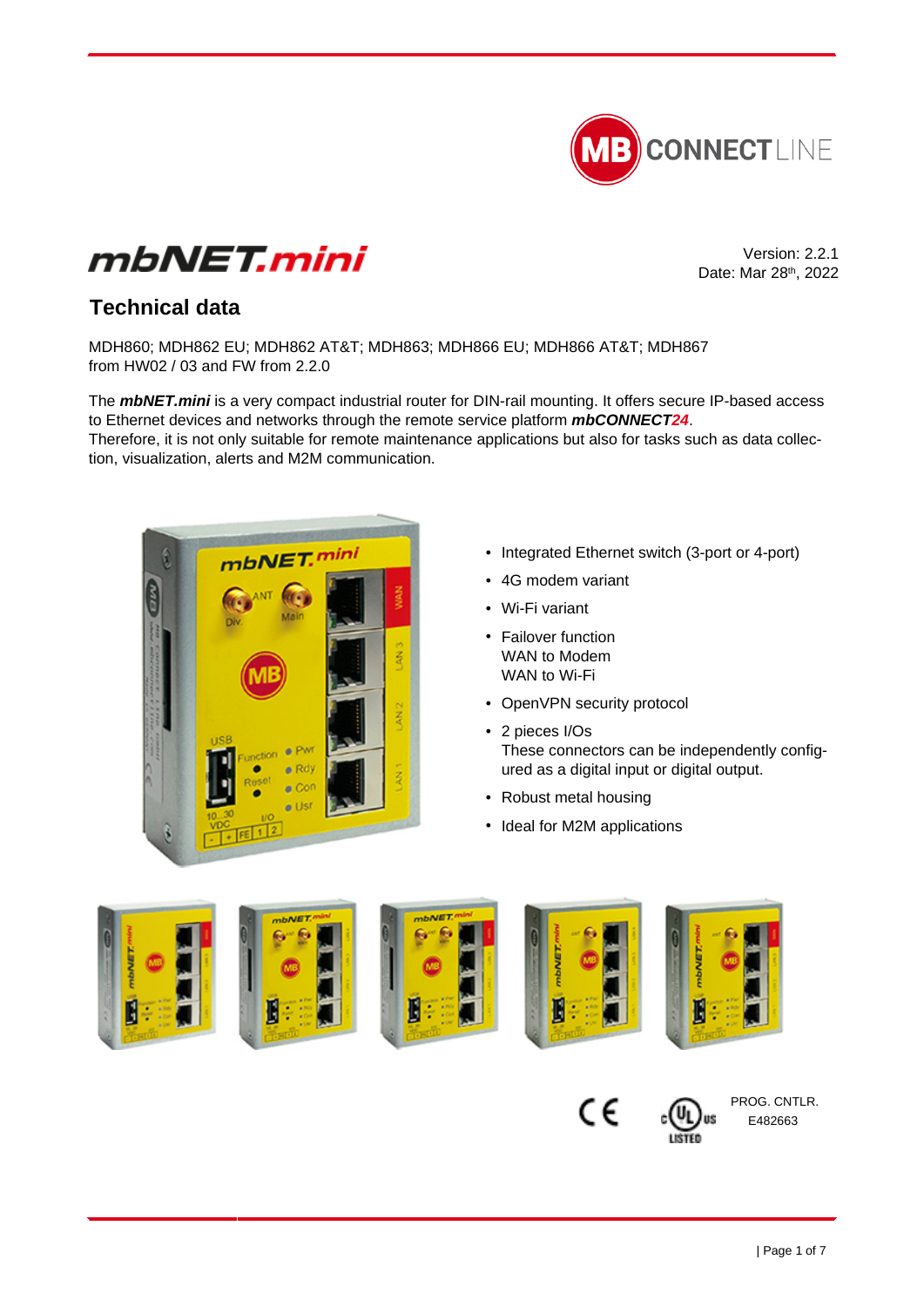# mbNET.mini

Version: 2.2.1
Date: Mar 28th, 2022

## Technical data

MDH860; MDH862 EU; MDH862 AT&T; MDH863; MDH866 EU; MDH866 AT&T; MDH867
from HW02 / 03 and FW from 2.2.0

The ***mbNET.mini*** is a very compact industrial router for DIN-rail mounting. It offers secure IP-based access to Ethernet devices and networks through the remote service platform ***mbCONNECT24***.
Therefore, it is not only suitable for remote maintenance applications but also for tasks such as data collection, visualization, alerts and M2M communication.

- Integrated Ethernet switch (3-port or 4-port)
- 4G modem variant
- Wi-Fi variant
- Failover function
  WAN to Modem
  WAN to Wi-Fi
- OpenVPN security protocol
- 2 pieces I/Os
  These connectors can be independently configured as a digital input or digital output.
- Robust metal housing
- Ideal for M2M applications

PROG. CNTLR.
E482663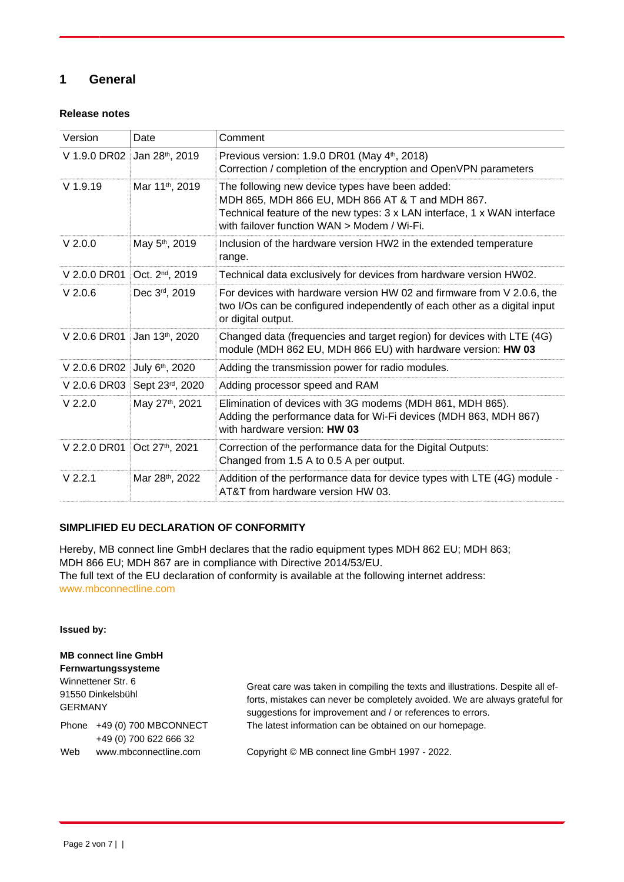# 1 General

**Release notes**

| Version | Date | Comment |
|---|---|---|
| V 1.9.0 DR02 | Jan 28th, 2019 | Previous version: 1.9.0 DR01 (May 4th, 2018)<br>Correction / completion of the encryption and OpenVPN parameters |
| V 1.9.19 | Mar 11th, 2019 | The following new device types have been added:<br>MDH 865, MDH 866 EU, MDH 866 AT & T and MDH 867.<br>Technical feature of the new types: 3 x LAN interface, 1 x WAN interface with failover function WAN > Modem / Wi-Fi. |
| V 2.0.0 | May 5th, 2019 | Inclusion of the hardware version HW2 in the extended temperature range. |
| V 2.0.0 DR01 | Oct. 2nd, 2019 | Technical data exclusively for devices from hardware version HW02. |
| V 2.0.6 | Dec 3rd, 2019 | For devices with hardware version HW 02 and firmware from V 2.0.6, the two I/Os can be configured independently of each other as a digital input or digital output. |
| V 2.0.6 DR01 | Jan 13th, 2020 | Changed data (frequencies and target region) for devices with LTE (4G) module (MDH 862 EU, MDH 866 EU) with hardware version: **HW 03** |
| V 2.0.6 DR02 | July 6th, 2020 | Adding the transmission power for radio modules. |
| V 2.0.6 DR03 | Sept 23rd, 2020 | Adding processor speed and RAM |
| V 2.2.0 | May 27th, 2021 | Elimination of devices with 3G modems (MDH 861, MDH 865).<br>Adding the performance data for Wi-Fi devices (MDH 863, MDH 867) with hardware version: **HW 03** |
| V 2.2.0 DR01 | Oct 27th, 2021 | Correction of the performance data for the Digital Outputs:<br>Changed from 1.5 A to 0.5 A per output. |
| V 2.2.1 | Mar 28th, 2022 | Addition of the performance data for device types with LTE (4G) module - AT&T from hardware version HW 03. |

**SIMPLIFIED EU DECLARATION OF CONFORMITY**

Hereby, MB connect line GmbH declares that the radio equipment types MDH 862 EU; MDH 863; MDH 866 EU; MDH 867 are in compliance with Directive 2014/53/EU.
The full text of the EU declaration of conformity is available at the following internet address:
www.mbconnectline.com

**Issued by:**

**MB connect line GmbH**
**Fernwartungssysteme**
Winnettener Str. 6
91550 Dinkelsbühl
GERMANY

Phone +49 (0) 700 MBCONNECT
+49 (0) 700 622 666 32
Web www.mbconnectline.com

Great care was taken in compiling the texts and illustrations. Despite all efforts, mistakes can never be completely avoided. We are always grateful for suggestions for improvement and / or references to errors.
The latest information can be obtained on our homepage.

Copyright © MB connect line GmbH 1997 - 2022.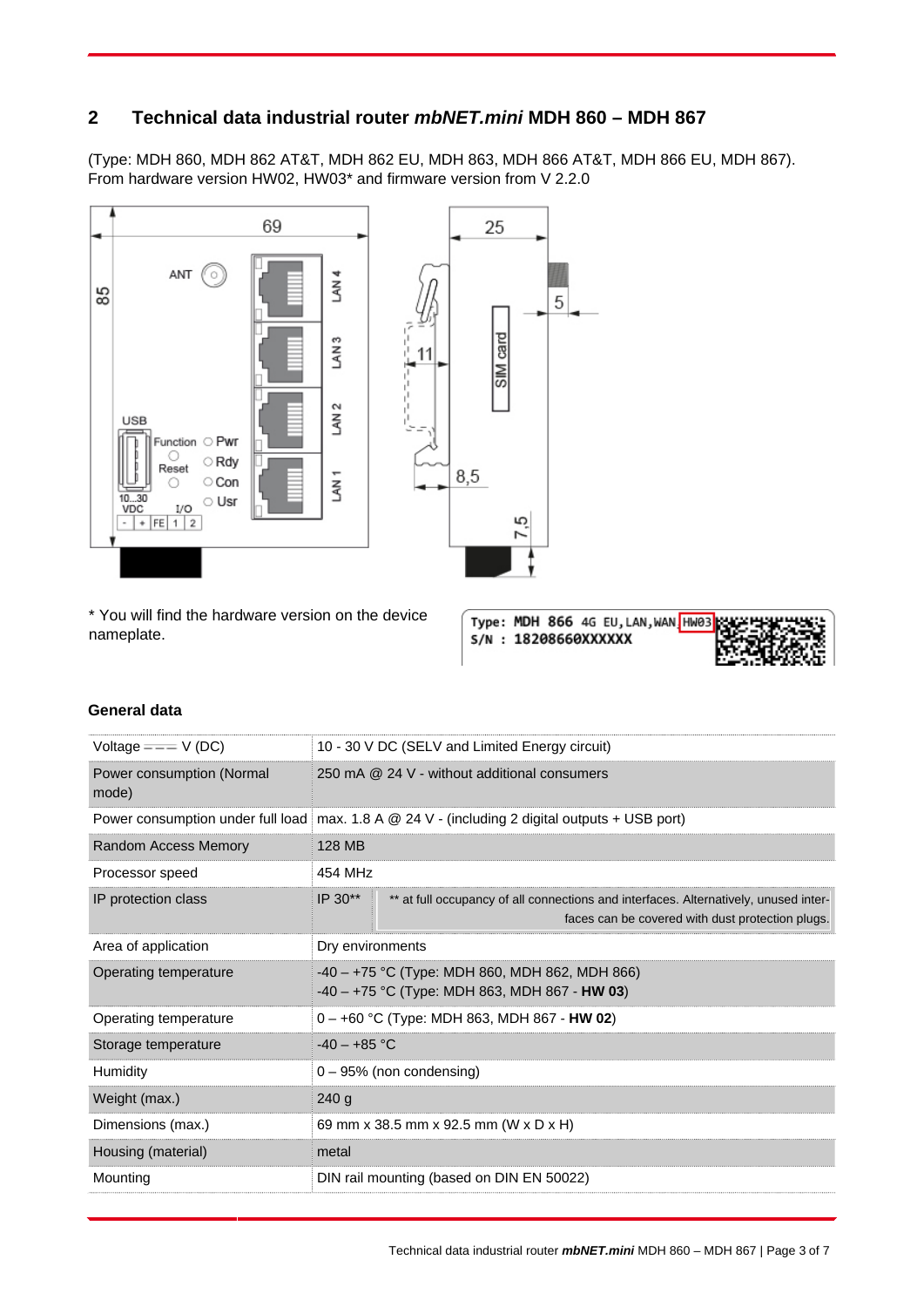## 2 Technical data industrial router *mbNET.mini* MDH 860 – MDH 867

(Type: MDH 860, MDH 862 AT&T, MDH 862 EU, MDH 863, MDH 866 AT&T, MDH 866 EU, MDH 867).
From hardware version HW02, HW03* and firmware version from V 2.2.0

* You will find the hardware version on the device nameplate.

Type: MDH 866 4G EU,LAN,WAN HW03
S/N : 18208660XXXXXX

### General data

| | |
|---|---|
| Voltage ⎓ V (DC) | 10 - 30 V DC (SELV and Limited Energy circuit) |
| Power consumption (Normal mode) | 250 mA @ 24 V - without additional consumers |
| Power consumption under full load | max. 1.8 A @ 24 V - (including 2 digital outputs + USB port) |
| Random Access Memory | 128 MB |
| Processor speed | 454 MHz |
| IP protection class | IP 30** — ** at full occupancy of all connections and interfaces. Alternatively, unused interfaces can be covered with dust protection plugs. |
| Area of application | Dry environments |
| Operating temperature | -40 – +75 °C (Type: MDH 860, MDH 862, MDH 866)<br>-40 – +75 °C (Type: MDH 863, MDH 867 - **HW 03**) |
| Operating temperature | 0 – +60 °C (Type: MDH 863, MDH 867 - **HW 02**) |
| Storage temperature | -40 – +85 °C |
| Humidity | 0 – 95% (non condensing) |
| Weight (max.) | 240 g |
| Dimensions (max.) | 69 mm x 38.5 mm x 92.5 mm (W x D x H) |
| Housing (material) | metal |
| Mounting | DIN rail mounting (based on DIN EN 50022) |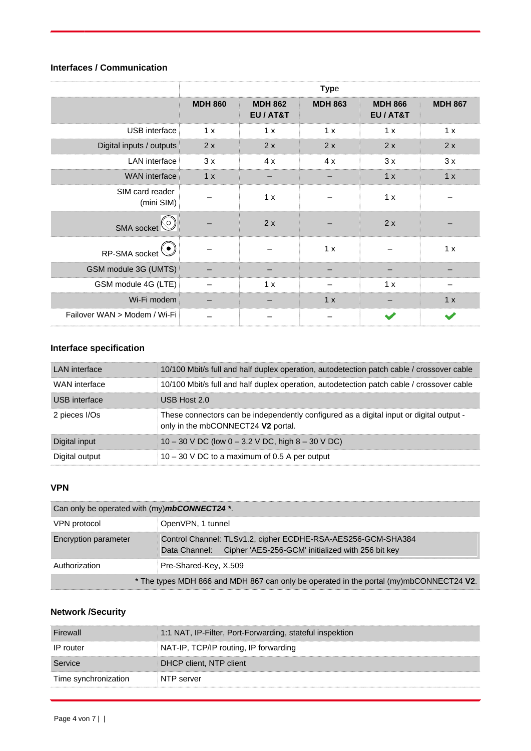### Interfaces / Communication

| | Type | | | | |
|---|---|---|---|---|---|
| | **MDH 860** | **MDH 862 EU / AT&T** | **MDH 863** | **MDH 866 EU / AT&T** | **MDH 867** |
| USB interface | 1 x | 1 x | 1 x | 1 x | 1 x |
| Digital inputs / outputs | 2 x | 2 x | 2 x | 2 x | 2 x |
| LAN interface | 3 x | 4 x | 4 x | 3 x | 3 x |
| WAN interface | 1 x | – | – | 1 x | 1 x |
| SIM card reader (mini SIM) | – | 1 x | – | 1 x | – |
| SMA socket | – | 2 x | – | 2 x | – |
| RP-SMA socket | – | – | 1 x | – | 1 x |
| GSM module 3G (UMTS) | – | – | – | – | – |
| GSM module 4G (LTE) | – | 1 x | – | 1 x | – |
| Wi-Fi modem | – | – | 1 x | – | 1 x |
| Failover WAN > Modem / Wi-Fi | – | – | – | ✔ | ✔ |

### Interface specification

| | |
|---|---|
| LAN interface | 10/100 Mbit/s full and half duplex operation, autodetection patch cable / crossover cable |
| WAN interface | 10/100 Mbit/s full and half duplex operation, autodetection patch cable / crossover cable |
| USB interface | USB Host 2.0 |
| 2 pieces I/Os | These connectors can be independently configured as a digital input or digital output - only in the mbCONNECT24 **V2** portal. |
| Digital input | 10 – 30 V DC (low 0 – 3.2 V DC, high 8 – 30 V DC) |
| Digital output | 10 – 30 V DC to a maximum of 0.5 A per output |

### VPN

| Can only be operated with (my)***mbCONNECT24 \****. | |
|---|---|
| VPN protocol | OpenVPN, 1 tunnel |
| Encryption parameter | Control Channel: TLSv1.2, cipher ECDHE-RSA-AES256-GCM-SHA384<br>Data Channel: Cipher 'AES-256-GCM' initialized with 256 bit key |
| Authorization | Pre-Shared-Key, X.509 |
| * The types MDH 866 and MDH 867 can only be operated in the portal (my)mbCONNECT24 **V2**. | |

### Network /Security

| | |
|---|---|
| Firewall | 1:1 NAT, IP-Filter, Port-Forwarding, stateful inspektion |
| IP router | NAT-IP, TCP/IP routing, IP forwarding |
| Service | DHCP client, NTP client |
| Time synchronization | NTP server |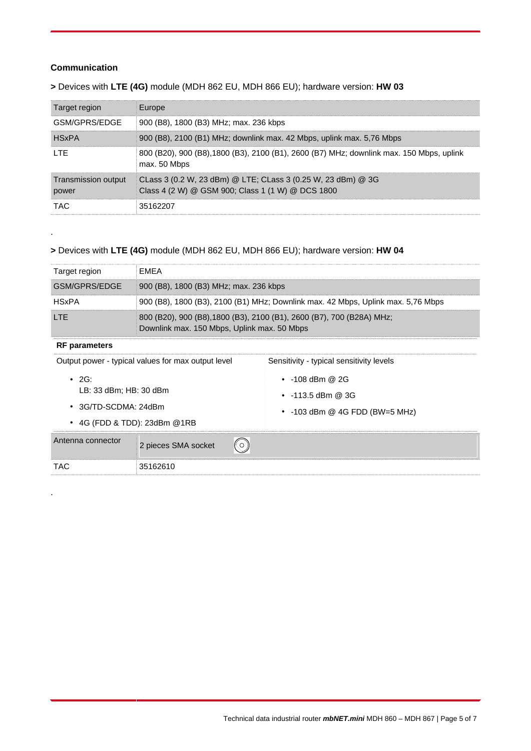### Communication

**>** Devices with **LTE (4G)** module (MDH 862 EU, MDH 866 EU); hardware version: **HW 03**

| Target region | Europe |
|---|---|
| GSM/GPRS/EDGE | 900 (B8), 1800 (B3) MHz; max. 236 kbps |
| HSxPA | 900 (B8), 2100 (B1) MHz; downlink max. 42 Mbps, uplink max. 5,76 Mbps |
| LTE | 800 (B20), 900 (B8),1800 (B3), 2100 (B1), 2600 (B7) MHz; downlink max. 150 Mbps, uplink max. 50 Mbps |
| Transmission output power | CLass 3 (0.2 W, 23 dBm) @ LTE; CLass 3 (0.25 W, 23 dBm) @ 3G<br>Class 4 (2 W) @ GSM 900; Class 1 (1 W) @ DCS 1800 |
| TAC | 35162207 |

.

**>** Devices with **LTE (4G)** module (MDH 862 EU, MDH 866 EU); hardware version: **HW 04**

| Target region | EMEA | |
|---|---|---|
| GSM/GPRS/EDGE | 900 (B8), 1800 (B3) MHz; max. 236 kbps | |
| HSxPA | 900 (B8), 1800 (B3), 2100 (B1) MHz; Downlink max. 42 Mbps, Uplink max. 5,76 Mbps | |
| LTE | 800 (B20), 900 (B8),1800 (B3), 2100 (B1), 2600 (B7), 700 (B28A) MHz;<br>Downlink max. 150 Mbps, Uplink max. 50 Mbps | |
| **RF parameters** | | |
| Output power - typical values for max output level<br>• 2G:<br>LB: 33 dBm; HB: 30 dBm<br>• 3G/TD-SCDMA: 24dBm<br>• 4G (FDD & TDD): 23dBm @1RB | | Sensitivity - typical sensitivity levels<br>• -108 dBm @ 2G<br>• -113.5 dBm @ 3G<br>• -103 dBm @ 4G FDD (BW=5 MHz) |
| Antenna connector | 2 pieces SMA socket | |
| TAC | 35162610 | |

.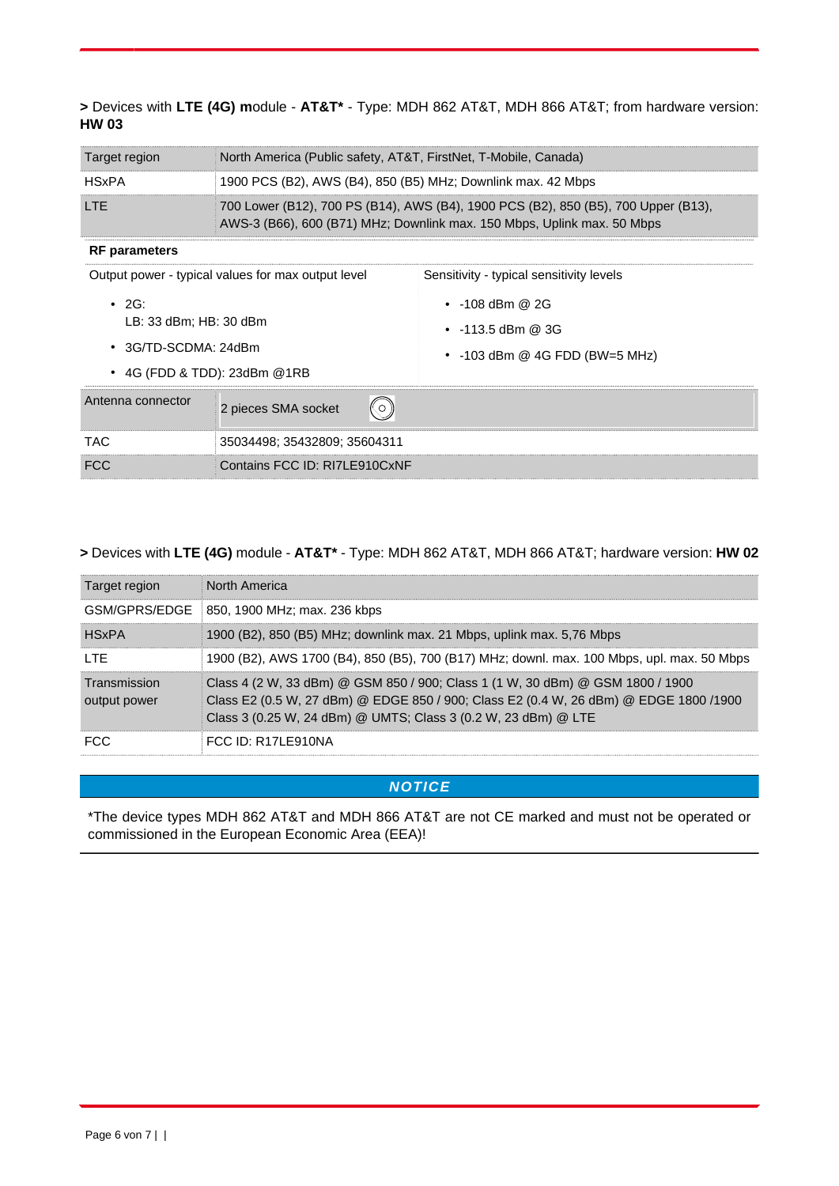**>** Devices with **LTE (4G) m**odule - **AT&T*** - Type: MDH 862 AT&T, MDH 866 AT&T; from hardware version: **HW 03**

| Target region | North America (Public safety, AT&T, FirstNet, T-Mobile, Canada) |
|---|---|
| HSxPA | 1900 PCS (B2), AWS (B4), 850 (B5) MHz; Downlink max. 42 Mbps |
| LTE | 700 Lower (B12), 700 PS (B14), AWS (B4), 1900 PCS (B2), 850 (B5), 700 Upper (B13), AWS-3 (B66), 600 (B71) MHz; Downlink max. 150 Mbps, Uplink max. 50 Mbps |

**RF parameters**

| Output power - typical values for max output level | Sensitivity - typical sensitivity levels |
|---|---|
| • 2G: LB: 33 dBm; HB: 30 dBm<br>• 3G/TD-SCDMA: 24dBm<br>• 4G (FDD & TDD): 23dBm @1RB | • -108 dBm @ 2G<br>• -113.5 dBm @ 3G<br>• -103 dBm @ 4G FDD (BW=5 MHz) |

| Antenna connector | 2 pieces SMA socket |
|---|---|
| TAC | 35034498; 35432809; 35604311 |
| FCC | Contains FCC ID: RI7LE910CxNF |

**>** Devices with **LTE (4G)** module - **AT&T*** - Type: MDH 862 AT&T, MDH 866 AT&T; hardware version: **HW 02**

| Target region | North America |
|---|---|
| GSM/GPRS/EDGE | 850, 1900 MHz; max. 236 kbps |
| HSxPA | 1900 (B2), 850 (B5) MHz; downlink max. 21 Mbps, uplink max. 5,76 Mbps |
| LTE | 1900 (B2), AWS 1700 (B4), 850 (B5), 700 (B17) MHz; downl. max. 100 Mbps, upl. max. 50 Mbps |
| Transmission output power | Class 4 (2 W, 33 dBm) @ GSM 850 / 900; Class 1 (1 W, 30 dBm) @ GSM 1800 / 1900<br>Class E2 (0.5 W, 27 dBm) @ EDGE 850 / 900; Class E2 (0.4 W, 26 dBm) @ EDGE 1800 /1900<br>Class 3 (0.25 W, 24 dBm) @ UMTS; Class 3 (0.2 W, 23 dBm) @ LTE |
| FCC | FCC ID: R17LE910NA |

***NOTICE***

*The device types MDH 862 AT&T and MDH 866 AT&T are not CE marked and must not be operated or commissioned in the European Economic Area (EEA)!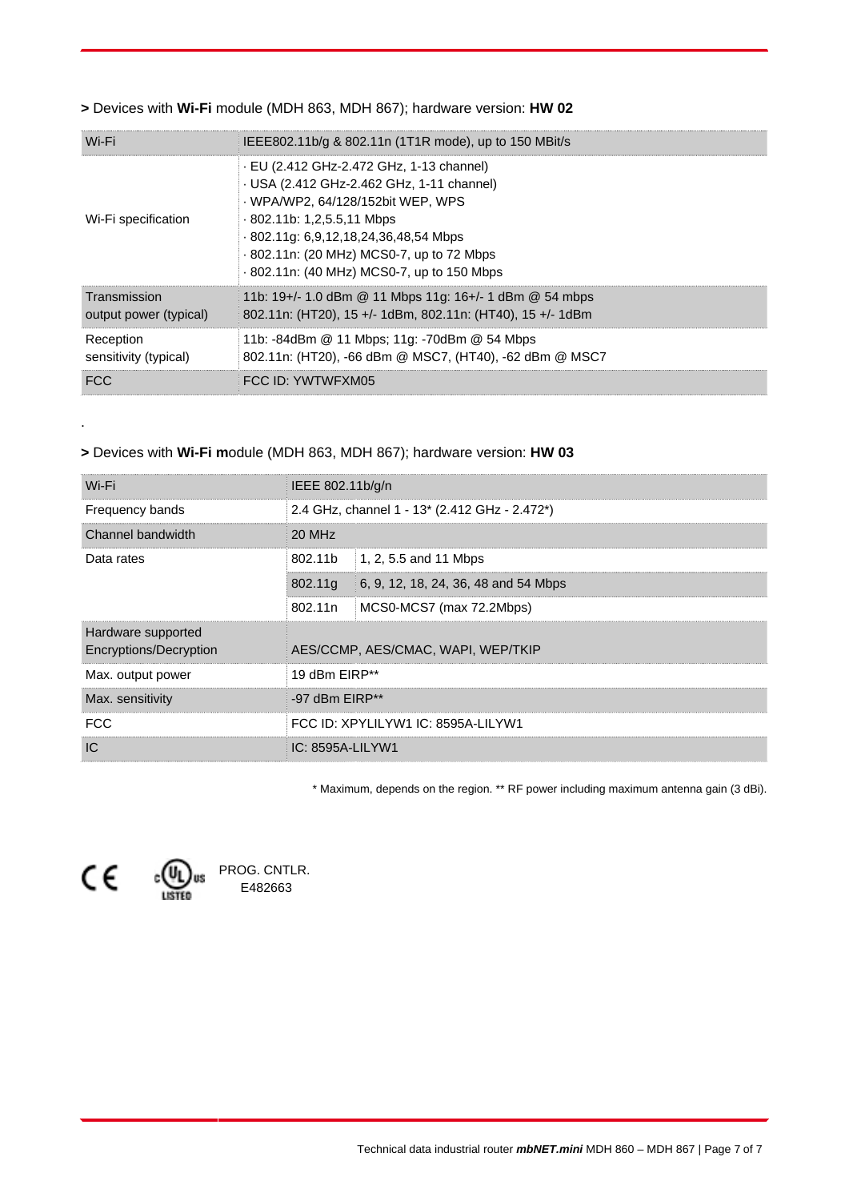**>** Devices with **Wi-Fi** module (MDH 863, MDH 867); hardware version: **HW 02**

| | |
|---|---|
| Wi-Fi | IEEE802.11b/g & 802.11n (1T1R mode), up to 150 MBit/s |
| Wi-Fi specification | · EU (2.412 GHz-2.472 GHz, 1-13 channel)<br>· USA (2.412 GHz-2.462 GHz, 1-11 channel)<br>· WPA/WP2, 64/128/152bit WEP, WPS<br>· 802.11b: 1,2,5.5,11 Mbps<br>· 802.11g: 6,9,12,18,24,36,48,54 Mbps<br>· 802.11n: (20 MHz) MCS0-7, up to 72 Mbps<br>· 802.11n: (40 MHz) MCS0-7, up to 150 Mbps |
| Transmission output power (typical) | 11b: 19+/- 1.0 dBm @ 11 Mbps 11g: 16+/- 1 dBm @ 54 mbps<br>802.11n: (HT20), 15 +/- 1dBm, 802.11n: (HT40), 15 +/- 1dBm |
| Reception sensitivity (typical) | 11b: -84dBm @ 11 Mbps; 11g: -70dBm @ 54 Mbps<br>802.11n: (HT20), -66 dBm @ MSC7, (HT40), -62 dBm @ MSC7 |
| FCC | FCC ID: YWTWFXM05 |

.

**>** Devices with **Wi-Fi m**odule (MDH 863, MDH 867); hardware version: **HW 03**

| | | |
|---|---|---|
| Wi-Fi | IEEE 802.11b/g/n | |
| Frequency bands | 2.4 GHz, channel 1 - 13* (2.412 GHz - 2.472*) | |
| Channel bandwidth | 20 MHz | |
| Data rates | 802.11b | 1, 2, 5.5 and 11 Mbps |
| | 802.11g | 6, 9, 12, 18, 24, 36, 48 and 54 Mbps |
| | 802.11n | MCS0-MCS7 (max 72.2Mbps) |
| Hardware supported Encryptions/Decryption | AES/CCMP, AES/CMAC, WAPI, WEP/TKIP | |
| Max. output power | 19 dBm EIRP** | |
| Max. sensitivity | -97 dBm EIRP** | |
| FCC | FCC ID: XPYLILYW1 IC: 8595A-LILYW1 | |
| IC | IC: 8595A-LILYW1 | |

\* Maximum, depends on the region. ** RF power including maximum antenna gain (3 dBi).

CE c UL us LISTED PROG. CNTLR. E482663